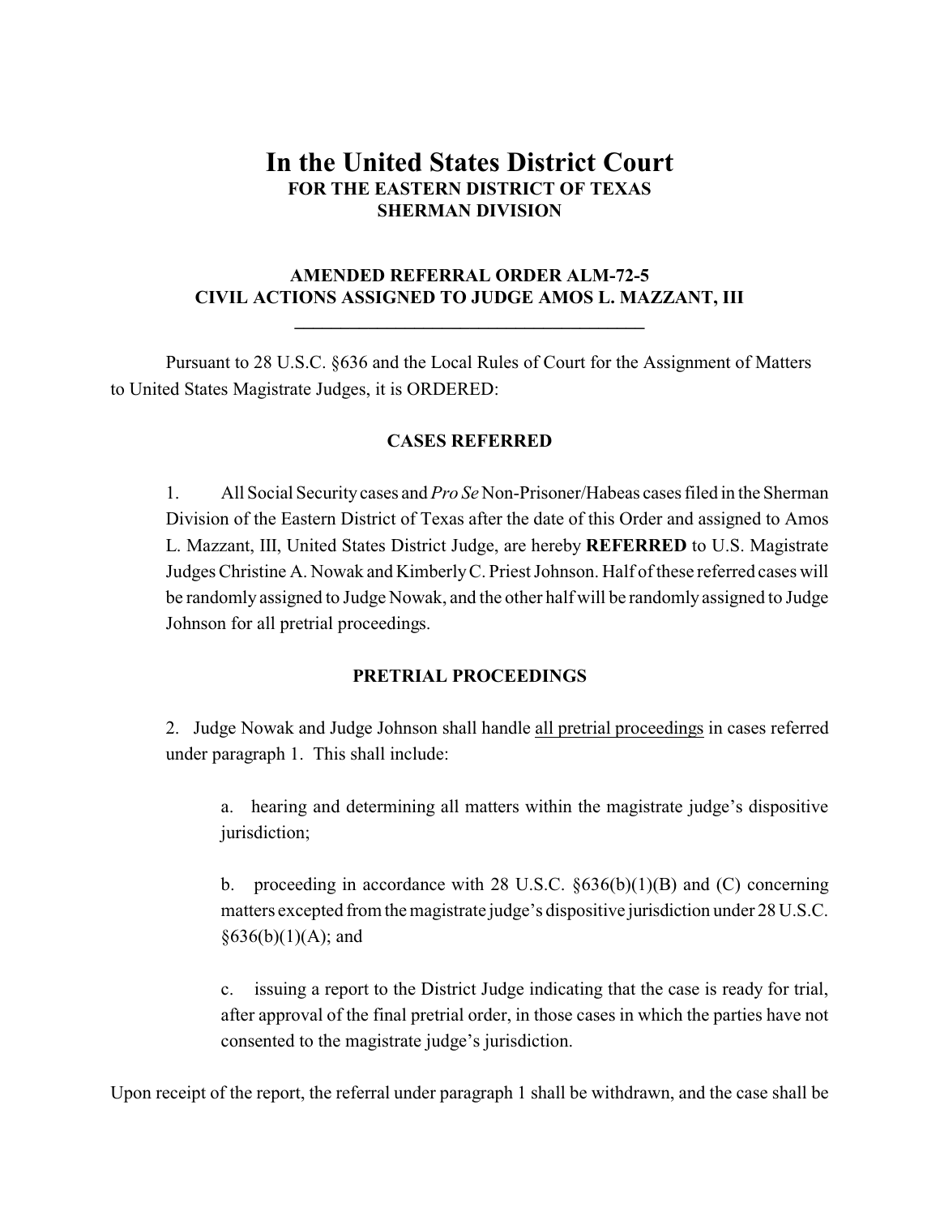# In the United States District Court

**FOR THE EASTERN DISTRICT OF TEXAS**
**SHERMAN DIVISION**

**AMENDED REFERRAL ORDER ALM-72-5**
**CIVIL ACTIONS ASSIGNED TO JUDGE AMOS L. MAZZANT, III**

---

Pursuant to 28 U.S.C. §636 and the Local Rules of Court for the Assignment of Matters to United States Magistrate Judges, it is ORDERED:

**CASES REFERRED**

1. All Social Security cases and *Pro Se* Non-Prisoner/Habeas cases filed in the Sherman Division of the Eastern District of Texas after the date of this Order and assigned to Amos L. Mazzant, III, United States District Judge, are hereby **REFERRED** to U.S. Magistrate Judges Christine A. Nowak and Kimberly C. Priest Johnson. Half of these referred cases will be randomly assigned to Judge Nowak, and the other half will be randomly assigned to Judge Johnson for all pretrial proceedings.

**PRETRIAL PROCEEDINGS**

2. Judge Nowak and Judge Johnson shall handle <u>all pretrial proceedings</u> in cases referred under paragraph 1. This shall include:

   a. hearing and determining all matters within the magistrate judge's dispositive jurisdiction;

   b. proceeding in accordance with 28 U.S.C. §636(b)(1)(B) and (C) concerning matters excepted from the magistrate judge's dispositive jurisdiction under 28 U.S.C. §636(b)(1)(A); and

   c. issuing a report to the District Judge indicating that the case is ready for trial, after approval of the final pretrial order, in those cases in which the parties have not consented to the magistrate judge's jurisdiction.

Upon receipt of the report, the referral under paragraph 1 shall be withdrawn, and the case shall be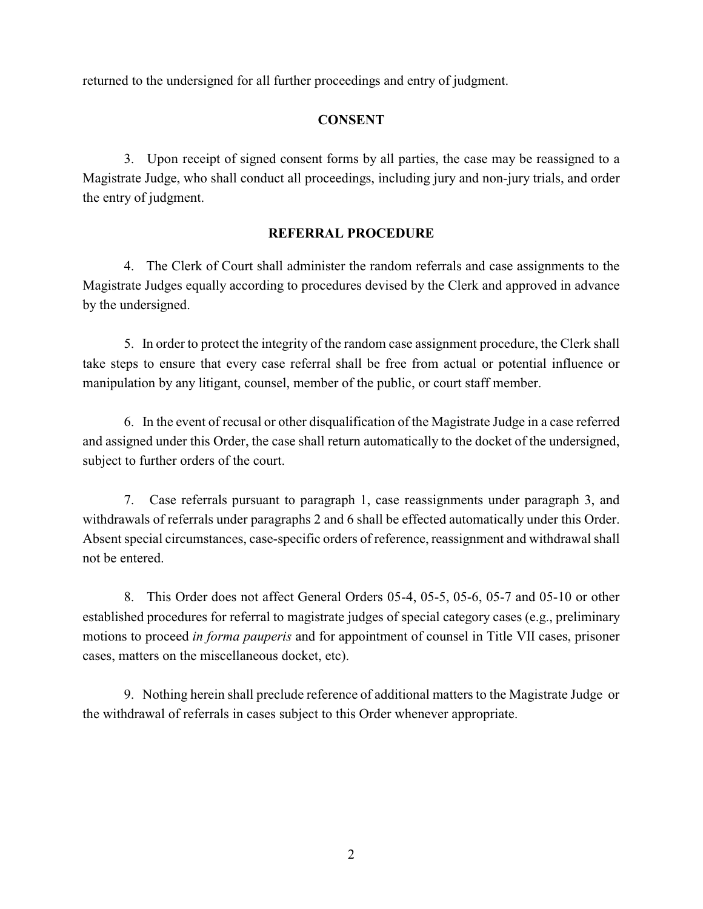returned to the undersigned for all further proceedings and entry of judgment.

## CONSENT

3. Upon receipt of signed consent forms by all parties, the case may be reassigned to a Magistrate Judge, who shall conduct all proceedings, including jury and non-jury trials, and order the entry of judgment.

## REFERRAL PROCEDURE

4. The Clerk of Court shall administer the random referrals and case assignments to the Magistrate Judges equally according to procedures devised by the Clerk and approved in advance by the undersigned.

5. In order to protect the integrity of the random case assignment procedure, the Clerk shall take steps to ensure that every case referral shall be free from actual or potential influence or manipulation by any litigant, counsel, member of the public, or court staff member.

6. In the event of recusal or other disqualification of the Magistrate Judge in a case referred and assigned under this Order, the case shall return automatically to the docket of the undersigned, subject to further orders of the court.

7. Case referrals pursuant to paragraph 1, case reassignments under paragraph 3, and withdrawals of referrals under paragraphs 2 and 6 shall be effected automatically under this Order. Absent special circumstances, case-specific orders of reference, reassignment and withdrawal shall not be entered.

8. This Order does not affect General Orders 05-4, 05-5, 05-6, 05-7 and 05-10 or other established procedures for referral to magistrate judges of special category cases (e.g., preliminary motions to proceed *in forma pauperis* and for appointment of counsel in Title VII cases, prisoner cases, matters on the miscellaneous docket, etc).

9. Nothing herein shall preclude reference of additional matters to the Magistrate Judge or the withdrawal of referrals in cases subject to this Order whenever appropriate.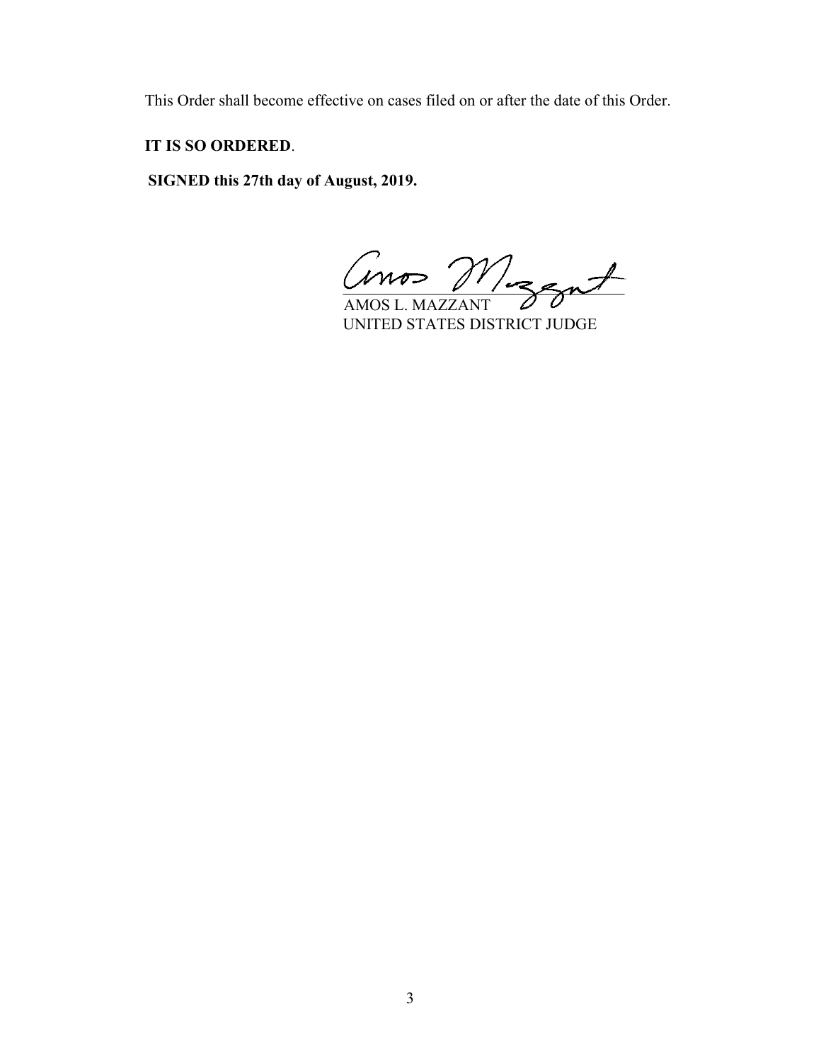This Order shall become effective on cases filed on or after the date of this Order.

**IT IS SO ORDERED**.

**SIGNED this 27th day of August, 2019.**

AMOS L. MAZZANT
UNITED STATES DISTRICT JUDGE